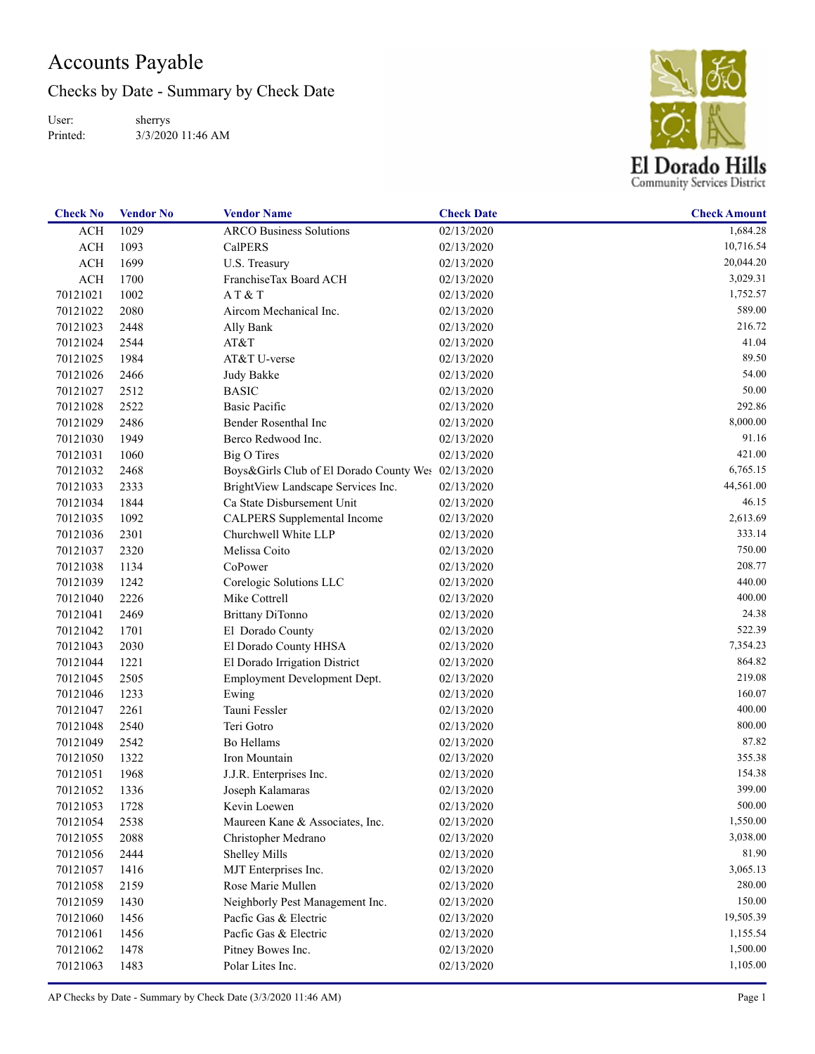# Accounts Payable

## Checks by Date - Summary by Check Date

User: sherrys
Printed: 3/3/2020 11:46 AM

El Dorado Hills Community Services District

| Check No | Vendor No | Vendor Name | Check Date | Check Amount |
|---|---|---|---|---|
| ACH | 1029 | ARCO Business Solutions | 02/13/2020 | 1,684.28 |
| ACH | 1093 | CalPERS | 02/13/2020 | 10,716.54 |
| ACH | 1699 | U.S. Treasury | 02/13/2020 | 20,044.20 |
| ACH | 1700 | FranchiseTax Board ACH | 02/13/2020 | 3,029.31 |
| 70121021 | 1002 | A T & T | 02/13/2020 | 1,752.57 |
| 70121022 | 2080 | Aircom Mechanical Inc. | 02/13/2020 | 589.00 |
| 70121023 | 2448 | Ally Bank | 02/13/2020 | 216.72 |
| 70121024 | 2544 | AT&T | 02/13/2020 | 41.04 |
| 70121025 | 1984 | AT&T U-verse | 02/13/2020 | 89.50 |
| 70121026 | 2466 | Judy Bakke | 02/13/2020 | 54.00 |
| 70121027 | 2512 | BASIC | 02/13/2020 | 50.00 |
| 70121028 | 2522 | Basic Pacific | 02/13/2020 | 292.86 |
| 70121029 | 2486 | Bender Rosenthal Inc | 02/13/2020 | 8,000.00 |
| 70121030 | 1949 | Berco Redwood Inc. | 02/13/2020 | 91.16 |
| 70121031 | 1060 | Big O Tires | 02/13/2020 | 421.00 |
| 70121032 | 2468 | Boys&Girls Club of El Dorado County Wes | 02/13/2020 | 6,765.15 |
| 70121033 | 2333 | BrightView Landscape Services Inc. | 02/13/2020 | 44,561.00 |
| 70121034 | 1844 | Ca State Disbursement Unit | 02/13/2020 | 46.15 |
| 70121035 | 1092 | CALPERS Supplemental Income | 02/13/2020 | 2,613.69 |
| 70121036 | 2301 | Churchwell White LLP | 02/13/2020 | 333.14 |
| 70121037 | 2320 | Melissa Coito | 02/13/2020 | 750.00 |
| 70121038 | 1134 | CoPower | 02/13/2020 | 208.77 |
| 70121039 | 1242 | Corelogic Solutions LLC | 02/13/2020 | 440.00 |
| 70121040 | 2226 | Mike Cottrell | 02/13/2020 | 400.00 |
| 70121041 | 2469 | Brittany DiTonno | 02/13/2020 | 24.38 |
| 70121042 | 1701 | El Dorado County | 02/13/2020 | 522.39 |
| 70121043 | 2030 | El Dorado County HHSA | 02/13/2020 | 7,354.23 |
| 70121044 | 1221 | El Dorado Irrigation District | 02/13/2020 | 864.82 |
| 70121045 | 2505 | Employment Development Dept. | 02/13/2020 | 219.08 |
| 70121046 | 1233 | Ewing | 02/13/2020 | 160.07 |
| 70121047 | 2261 | Tauni Fessler | 02/13/2020 | 400.00 |
| 70121048 | 2540 | Teri Gotro | 02/13/2020 | 800.00 |
| 70121049 | 2542 | Bo Hellams | 02/13/2020 | 87.82 |
| 70121050 | 1322 | Iron Mountain | 02/13/2020 | 355.38 |
| 70121051 | 1968 | J.J.R. Enterprises Inc. | 02/13/2020 | 154.38 |
| 70121052 | 1336 | Joseph Kalamaras | 02/13/2020 | 399.00 |
| 70121053 | 1728 | Kevin Loewen | 02/13/2020 | 500.00 |
| 70121054 | 2538 | Maureen Kane & Associates, Inc. | 02/13/2020 | 1,550.00 |
| 70121055 | 2088 | Christopher Medrano | 02/13/2020 | 3,038.00 |
| 70121056 | 2444 | Shelley Mills | 02/13/2020 | 81.90 |
| 70121057 | 1416 | MJT Enterprises Inc. | 02/13/2020 | 3,065.13 |
| 70121058 | 2159 | Rose Marie Mullen | 02/13/2020 | 280.00 |
| 70121059 | 1430 | Neighborly Pest Management Inc. | 02/13/2020 | 150.00 |
| 70121060 | 1456 | Pacfic Gas & Electric | 02/13/2020 | 19,505.39 |
| 70121061 | 1456 | Pacfic Gas & Electric | 02/13/2020 | 1,155.54 |
| 70121062 | 1478 | Pitney Bowes Inc. | 02/13/2020 | 1,500.00 |
| 70121063 | 1483 | Polar Lites Inc. | 02/13/2020 | 1,105.00 |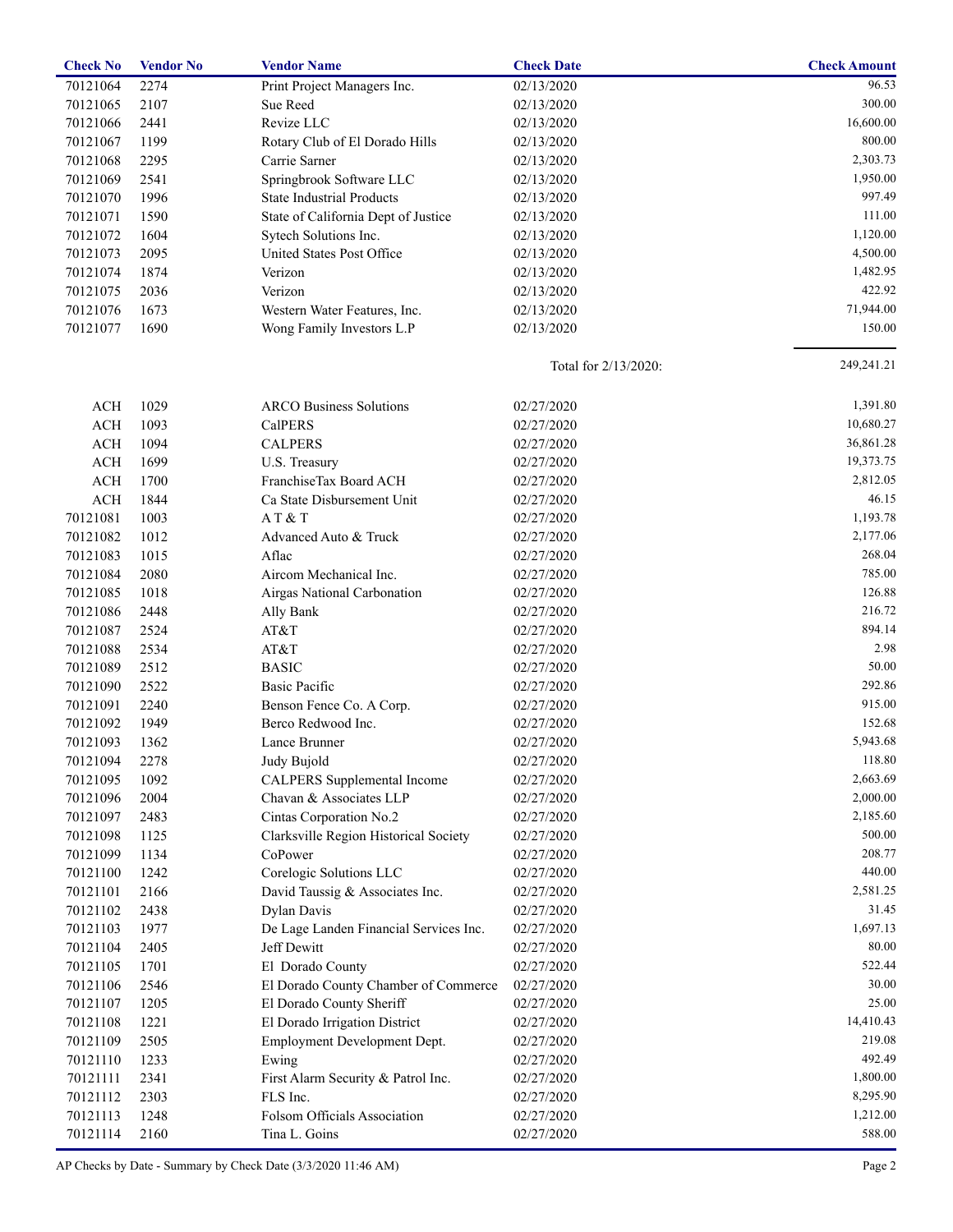| Check No | Vendor No | Vendor Name | Check Date | Check Amount |
|---|---|---|---|---|
| 70121064 | 2274 | Print Project Managers Inc. | 02/13/2020 | 96.53 |
| 70121065 | 2107 | Sue Reed | 02/13/2020 | 300.00 |
| 70121066 | 2441 | Revize LLC | 02/13/2020 | 16,600.00 |
| 70121067 | 1199 | Rotary Club of El Dorado Hills | 02/13/2020 | 800.00 |
| 70121068 | 2295 | Carrie Sarner | 02/13/2020 | 2,303.73 |
| 70121069 | 2541 | Springbrook Software LLC | 02/13/2020 | 1,950.00 |
| 70121070 | 1996 | State Industrial Products | 02/13/2020 | 997.49 |
| 70121071 | 1590 | State of California Dept of Justice | 02/13/2020 | 111.00 |
| 70121072 | 1604 | Sytech Solutions Inc. | 02/13/2020 | 1,120.00 |
| 70121073 | 2095 | United States Post Office | 02/13/2020 | 4,500.00 |
| 70121074 | 1874 | Verizon | 02/13/2020 | 1,482.95 |
| 70121075 | 2036 | Verizon | 02/13/2020 | 422.92 |
| 70121076 | 1673 | Western Water Features, Inc. | 02/13/2020 | 71,944.00 |
| 70121077 | 1690 | Wong Family Investors L.P | 02/13/2020 | 150.00 |
| | | | Total for 2/13/2020: | 249,241.21 |
| ACH | 1029 | ARCO Business Solutions | 02/27/2020 | 1,391.80 |
| ACH | 1093 | CalPERS | 02/27/2020 | 10,680.27 |
| ACH | 1094 | CALPERS | 02/27/2020 | 36,861.28 |
| ACH | 1699 | U.S. Treasury | 02/27/2020 | 19,373.75 |
| ACH | 1700 | FranchiseTax Board ACH | 02/27/2020 | 2,812.05 |
| ACH | 1844 | Ca State Disbursement Unit | 02/27/2020 | 46.15 |
| 70121081 | 1003 | A T & T | 02/27/2020 | 1,193.78 |
| 70121082 | 1012 | Advanced Auto & Truck | 02/27/2020 | 2,177.06 |
| 70121083 | 1015 | Aflac | 02/27/2020 | 268.04 |
| 70121084 | 2080 | Aircom Mechanical Inc. | 02/27/2020 | 785.00 |
| 70121085 | 1018 | Airgas National Carbonation | 02/27/2020 | 126.88 |
| 70121086 | 2448 | Ally Bank | 02/27/2020 | 216.72 |
| 70121087 | 2524 | AT&T | 02/27/2020 | 894.14 |
| 70121088 | 2534 | AT&T | 02/27/2020 | 2.98 |
| 70121089 | 2512 | BASIC | 02/27/2020 | 50.00 |
| 70121090 | 2522 | Basic Pacific | 02/27/2020 | 292.86 |
| 70121091 | 2240 | Benson Fence Co. A Corp. | 02/27/2020 | 915.00 |
| 70121092 | 1949 | Berco Redwood Inc. | 02/27/2020 | 152.68 |
| 70121093 | 1362 | Lance Brunner | 02/27/2020 | 5,943.68 |
| 70121094 | 2278 | Judy Bujold | 02/27/2020 | 118.80 |
| 70121095 | 1092 | CALPERS Supplemental Income | 02/27/2020 | 2,663.69 |
| 70121096 | 2004 | Chavan & Associates LLP | 02/27/2020 | 2,000.00 |
| 70121097 | 2483 | Cintas Corporation No.2 | 02/27/2020 | 2,185.60 |
| 70121098 | 1125 | Clarksville Region Historical Society | 02/27/2020 | 500.00 |
| 70121099 | 1134 | CoPower | 02/27/2020 | 208.77 |
| 70121100 | 1242 | Corelogic Solutions LLC | 02/27/2020 | 440.00 |
| 70121101 | 2166 | David Taussig & Associates Inc. | 02/27/2020 | 2,581.25 |
| 70121102 | 2438 | Dylan Davis | 02/27/2020 | 31.45 |
| 70121103 | 1977 | De Lage Landen Financial Services Inc. | 02/27/2020 | 1,697.13 |
| 70121104 | 2405 | Jeff Dewitt | 02/27/2020 | 80.00 |
| 70121105 | 1701 | El Dorado County | 02/27/2020 | 522.44 |
| 70121106 | 2546 | El Dorado County Chamber of Commerce | 02/27/2020 | 30.00 |
| 70121107 | 1205 | El Dorado County Sheriff | 02/27/2020 | 25.00 |
| 70121108 | 1221 | El Dorado Irrigation District | 02/27/2020 | 14,410.43 |
| 70121109 | 2505 | Employment Development Dept. | 02/27/2020 | 219.08 |
| 70121110 | 1233 | Ewing | 02/27/2020 | 492.49 |
| 70121111 | 2341 | First Alarm Security & Patrol Inc. | 02/27/2020 | 1,800.00 |
| 70121112 | 2303 | FLS Inc. | 02/27/2020 | 8,295.90 |
| 70121113 | 1248 | Folsom Officials Association | 02/27/2020 | 1,212.00 |
| 70121114 | 2160 | Tina L. Goins | 02/27/2020 | 588.00 |

AP Checks by Date - Summary by Check Date (3/3/2020 11:46 AM)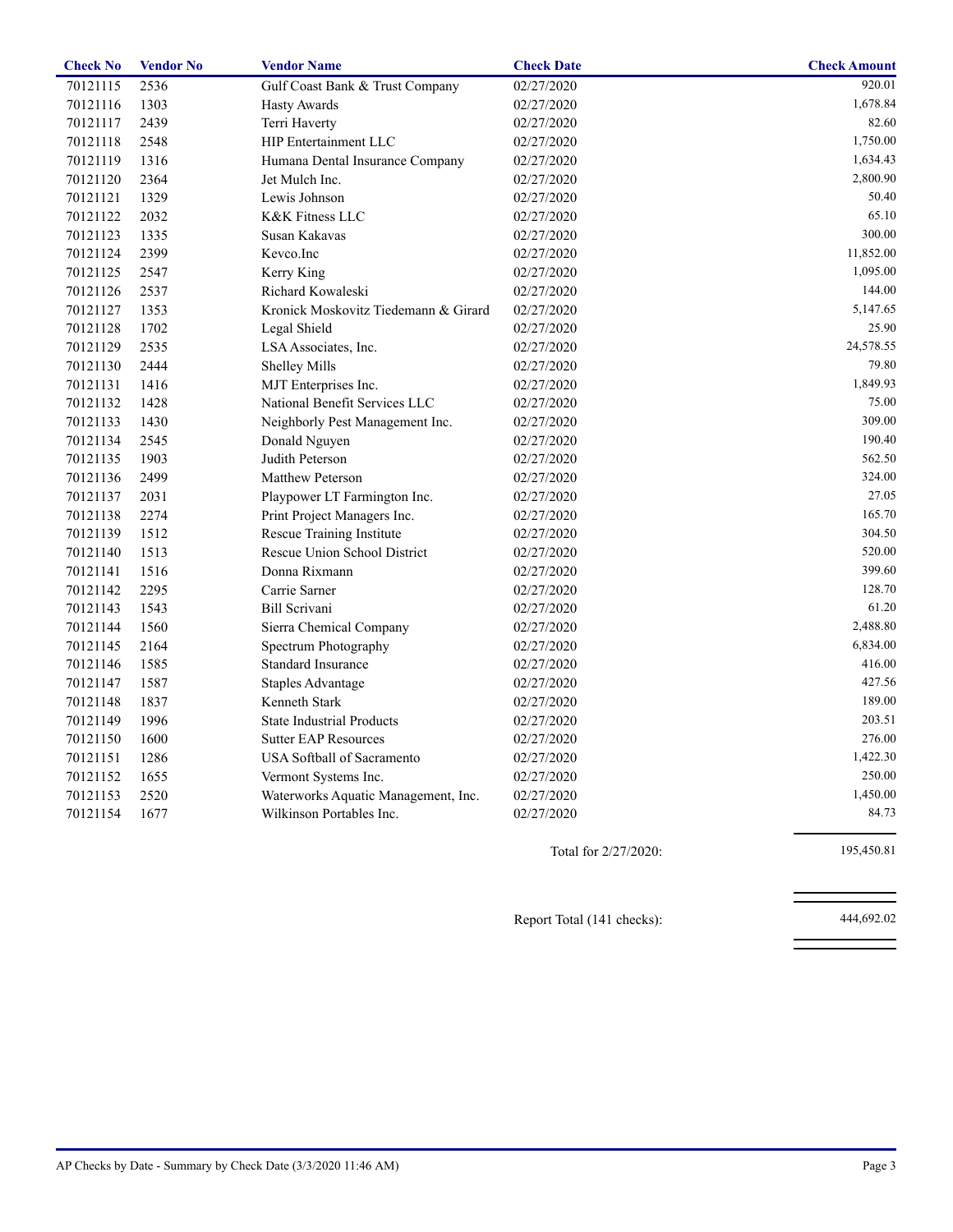| Check No | Vendor No | Vendor Name | Check Date | Check Amount |
|---|---|---|---|---|
| 70121115 | 2536 | Gulf Coast Bank & Trust Company | 02/27/2020 | 920.01 |
| 70121116 | 1303 | Hasty Awards | 02/27/2020 | 1,678.84 |
| 70121117 | 2439 | Terri Haverty | 02/27/2020 | 82.60 |
| 70121118 | 2548 | HIP Entertainment LLC | 02/27/2020 | 1,750.00 |
| 70121119 | 1316 | Humana Dental Insurance Company | 02/27/2020 | 1,634.43 |
| 70121120 | 2364 | Jet Mulch Inc. | 02/27/2020 | 2,800.90 |
| 70121121 | 1329 | Lewis Johnson | 02/27/2020 | 50.40 |
| 70121122 | 2032 | K&K Fitness LLC | 02/27/2020 | 65.10 |
| 70121123 | 1335 | Susan Kakavas | 02/27/2020 | 300.00 |
| 70121124 | 2399 | Kevco.Inc | 02/27/2020 | 11,852.00 |
| 70121125 | 2547 | Kerry King | 02/27/2020 | 1,095.00 |
| 70121126 | 2537 | Richard Kowaleski | 02/27/2020 | 144.00 |
| 70121127 | 1353 | Kronick Moskovitz Tiedemann & Girard | 02/27/2020 | 5,147.65 |
| 70121128 | 1702 | Legal Shield | 02/27/2020 | 25.90 |
| 70121129 | 2535 | LSA Associates, Inc. | 02/27/2020 | 24,578.55 |
| 70121130 | 2444 | Shelley Mills | 02/27/2020 | 79.80 |
| 70121131 | 1416 | MJT Enterprises Inc. | 02/27/2020 | 1,849.93 |
| 70121132 | 1428 | National Benefit Services LLC | 02/27/2020 | 75.00 |
| 70121133 | 1430 | Neighborly Pest Management Inc. | 02/27/2020 | 309.00 |
| 70121134 | 2545 | Donald Nguyen | 02/27/2020 | 190.40 |
| 70121135 | 1903 | Judith Peterson | 02/27/2020 | 562.50 |
| 70121136 | 2499 | Matthew Peterson | 02/27/2020 | 324.00 |
| 70121137 | 2031 | Playpower LT Farmington Inc. | 02/27/2020 | 27.05 |
| 70121138 | 2274 | Print Project Managers Inc. | 02/27/2020 | 165.70 |
| 70121139 | 1512 | Rescue Training Institute | 02/27/2020 | 304.50 |
| 70121140 | 1513 | Rescue Union School District | 02/27/2020 | 520.00 |
| 70121141 | 1516 | Donna Rixmann | 02/27/2020 | 399.60 |
| 70121142 | 2295 | Carrie Sarner | 02/27/2020 | 128.70 |
| 70121143 | 1543 | Bill Scrivani | 02/27/2020 | 61.20 |
| 70121144 | 1560 | Sierra Chemical Company | 02/27/2020 | 2,488.80 |
| 70121145 | 2164 | Spectrum Photography | 02/27/2020 | 6,834.00 |
| 70121146 | 1585 | Standard Insurance | 02/27/2020 | 416.00 |
| 70121147 | 1587 | Staples Advantage | 02/27/2020 | 427.56 |
| 70121148 | 1837 | Kenneth Stark | 02/27/2020 | 189.00 |
| 70121149 | 1996 | State Industrial Products | 02/27/2020 | 203.51 |
| 70121150 | 1600 | Sutter EAP Resources | 02/27/2020 | 276.00 |
| 70121151 | 1286 | USA Softball of Sacramento | 02/27/2020 | 1,422.30 |
| 70121152 | 1655 | Vermont Systems Inc. | 02/27/2020 | 250.00 |
| 70121153 | 2520 | Waterworks Aquatic Management, Inc. | 02/27/2020 | 1,450.00 |
| 70121154 | 1677 | Wilkinson Portables Inc. | 02/27/2020 | 84.73 |
| | | | Total for 2/27/2020: | 195,450.81 |
| | | | Report Total (141 checks): | 444,692.02 |